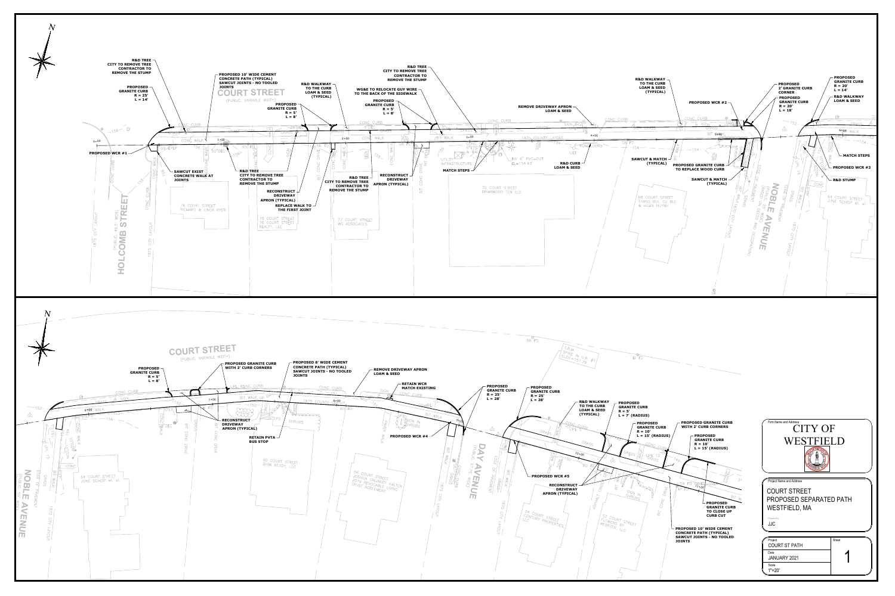# COURT STREET PROPOSED SEPARATED PATH

## Upper Plan View

COURT STREET (PUBLIC, VARIABLE WIDTH)

HOLCOMB STREET (PUBLIC, 49.5' WIDE)

NOBLE AVENUE

- R&D TREE – CITY TO REMOVE TREE – CONTRACTOR TO REMOVE THE STUMP
- PROPOSED GRANITE CURB R = 25' L = 14'
- PROPOSED WCR #1
- SAWCUT EXIST CONCRETE WALK AT JOINTS
- PROPOSED 10' WIDE CEMENT CONCRETE PATH (TYPICAL) SAWCUT JOINTS - NO TOOLED JOINTS
- R&D TREE – CITY TO REMOVE TREE – CONTRACTOR TO REMOVE THE STUMP
- R&D WALKWAY TO THE CURB LOAM & SEED (TYPICAL)
- PROPOSED GRANITE CURB R = 5' L = 8'
- RECONSTRUCT DRIVEWAY APRON (TYPICAL)
- REPLACE WALK TO THE FIRST JOINT
- R&D TREE – CITY TO REMOVE TREE – CONTRACTOR TO REMOVE THE STUMP
- WG&E TO RELOCATE GUY WIRE TO THE BACK OF THE SIDEWALK
- PROPOSED GRANITE CURB R = 5' L = 8'
- R&D TREE – CITY TO REMOVE TREE – CONTRACTOR TO REMOVE THE STUMP
- RECONSTRUCT DRIVEWAY APRON (TYPICAL)
- MATCH STEPS
- REMOVE DRIVEWAY APRON LOAM & SEED
- R&D CURB LOAM & SEED
- R&D WALKWAY TO THE CURB LOAM & SEED (TYPICAL)
- PROPOSED WCR #2
- SAWCUT & MATCH (TYPICAL)
- PROPOSED GRANITE CURB TO REPLACE WOOD CURB
- SAWCUT & MATCH (TYPICAL)
- PROPOSED 2' GRANITE CURB CORNER
- PROPOSED GRANITE CURB R = 20' L = 18'
- PROPOSED GRANITE CURB R = 20' L = 14'
- R&D WALKWAY LOAM & SEED
- MATCH STEPS
- PROPOSED WCR #3
- R&D STUMP

Property labels: 78 COURT STREET RICHARD & LINDA RYER; 76 COURT STREET 76 COURT STREET REALTY, LLC; 72 COURT STREET WG ASSOCIATES; 70 COURT STREET BRIARWOOD TEN LLC; 68 COURT STREET THANG BUI, CU BUI & HUAN NGUYEN; 64 COURT STREET JUNE SCHEIP et. al.

UTILITY INFRASTRUCTURE; INV 4" PVC–OUT EL=154.43

## Lower Plan View

COURT STREET (PUBLIC, VARIABLE WIDTH)

DAY AVENUE (PUBLIC, 27.5' WIDE)

NOBLE AVENUE (PUBLIC 50' WIDE)

- PROPOSED GRANITE CURB R = 5' L = 8'
- PROPOSED GRANITE CURB WITH 2' CURB CORNERS
- RECONSTRUCT DRIVEWAY APRON (TYPICAL)
- RETAIN PVTA BUS STOP
- PROPOSED 8' WIDE CEMENT CONCRETE PATH (TYPICAL) SAWCUT JOINTS - NO TOOLED JOINTS
- REMOVE DRIVEWAY APRON LOAM & SEED
- RETAIN WCR MATCH EXISTING
- PROPOSED WCR #4
- PROPOSED GRANITE CURB R = 25' L = 28'
- PROPOSED GRANITE CURB R = 25' L = 28'
- R&D WALKWAY TO THE CURB LOAM & SEED (TYPICAL)
- PROPOSED GRANITE CURB R = 5' L = 7' (RADIUS)
- PROPOSED GRANITE CURB R = 10' L = 15' (RADIUS)
- PROPOSED GRANITE CURB WITH 2' CURB CORNERS
- PROPOSED GRANITE CURB R = 10' L = 15' (RADIUS)
- PROPOSED WCR #5
- RECONSTRUCT DRIVEWAY APRON (TYPICAL)
- PROPOSED GRANITE CURB TO CLOSE UP CURB CUT
- PROPOSED 10' WIDE CEMENT CONCRETE PATH (TYPICAL) SAWCUT JOINTS - NO TOOLED JOINTS

T.B.M. SPIKE IN U.P. #1 ELEV=151.76

Property labels: 64 COURT STREET JUNE SCHEIP et. al.; 60 COURT STREET BHIM REDDY, LLC; 56 COURT STREET JOSHUA GRUNOFF, WALTER 2016 REVOCABLE LIVING TRUST AGREEMENT; 54 COURT STREET CENTURY PROPERTIES, LLC; 52 COURT STREET FLOWERS BY WEBSTER, LLC

## Title Block

CITY OF WESTFIELD

Project Name and Address: COURT STREET PROPOSED SEPARATED PATH WESTFIELD, MA

JJC

| Project | Sheet |
|---|---|
| COURT ST PATH | 1 |
| Date: JANUARY 2021 | |
| Scale: 1"=20' | |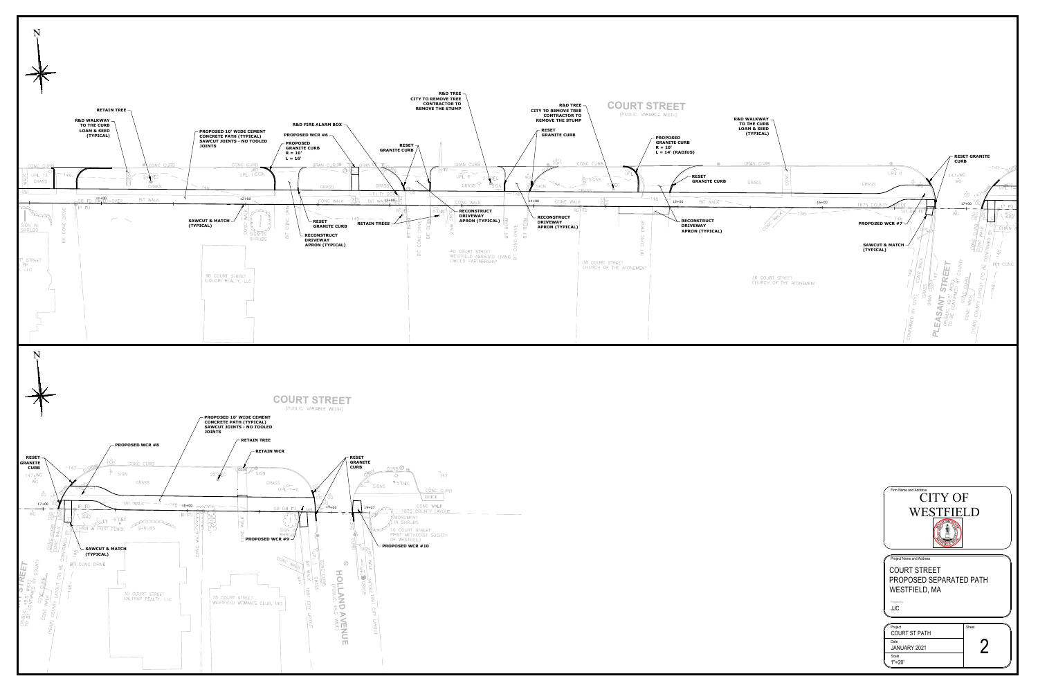COURT STREET
(PUBLIC, VARIABLE WIDTH)

RETAIN TREE

R&D WALKWAY TO THE CURB LOAM & SEED (TYPICAL)

PROPOSED 10' WIDE CEMENT CONCRETE PATH (TYPICAL) SAWCUT JOINTS - NO TOOLED JOINTS

R&D FIRE ALARM BOX

PROPOSED WCR #6

PROPOSED GRANITE CURB R = 10' L = 16'

R&D TREE CITY TO REMOVE TREE CONTRACTOR TO REMOVE THE STUMP

RESET GRANITE CURB

PROPOSED GRANITE CURB R = 10' L = 14' (RADIUS)

SAWCUT & MATCH (TYPICAL)

RECONSTRUCT DRIVEWAY APRON (TYPICAL)

RETAIN TREES

PROPOSED WCR #7

40 COURT STREET WESTFIELD ASSISTED LIVING LIMITED PARTNERSHIP

38 COURT STREET CHURCH OF THE ATONEMENT

48 COURT STREET LIQUOR REALTY, LLC

PLEASANT STREET (PUBLIC, 49.5' WIDE) (YEAR) COUNTY LAYOUT (TO BE CONFIRMED BY CITY)

1875 COUNTY LAYOUT

11+00 12+00 13+00 14+00 15+00 16+00 17+00

COURT STREET
(PUBLIC, VARIABLE WIDTH)

PROPOSED 10' WIDE CEMENT CONCRETE PATH (TYPICAL) SAWCUT JOINTS - NO TOOLED JOINTS

PROPOSED WCR #8

RETAIN TREE

RETAIN WCR

RESET GRANITE CURB

SAWCUT & MATCH (TYPICAL)

PROPOSED WCR #9

PROPOSED WCR #10

30 COURT STREET CALTRAP REALTY, LLC

28 COURT STREET WESTFIELD WOMAN'S CLUB, INC.

16 COURT STREET FIRST METHODIST SOCIETY OF WESTFIELD

MONUMENT IN SHRUBS

HOLLAND AVENUE (PUBLIC, 49.5' WIDE)

1891 CITY LAYOUT

17+00 18+00 19+00 19+27

Firm Name and Address: CITY OF WESTFIELD

Project Name and Address: COURT STREET PROPOSED SEPARATED PATH WESTFIELD, MA

JJC

| Project | Sheet |
|---|---|
| COURT ST PATH | 2 |
| Date: JANUARY 2021 | |
| Scale: 1"=20' | |